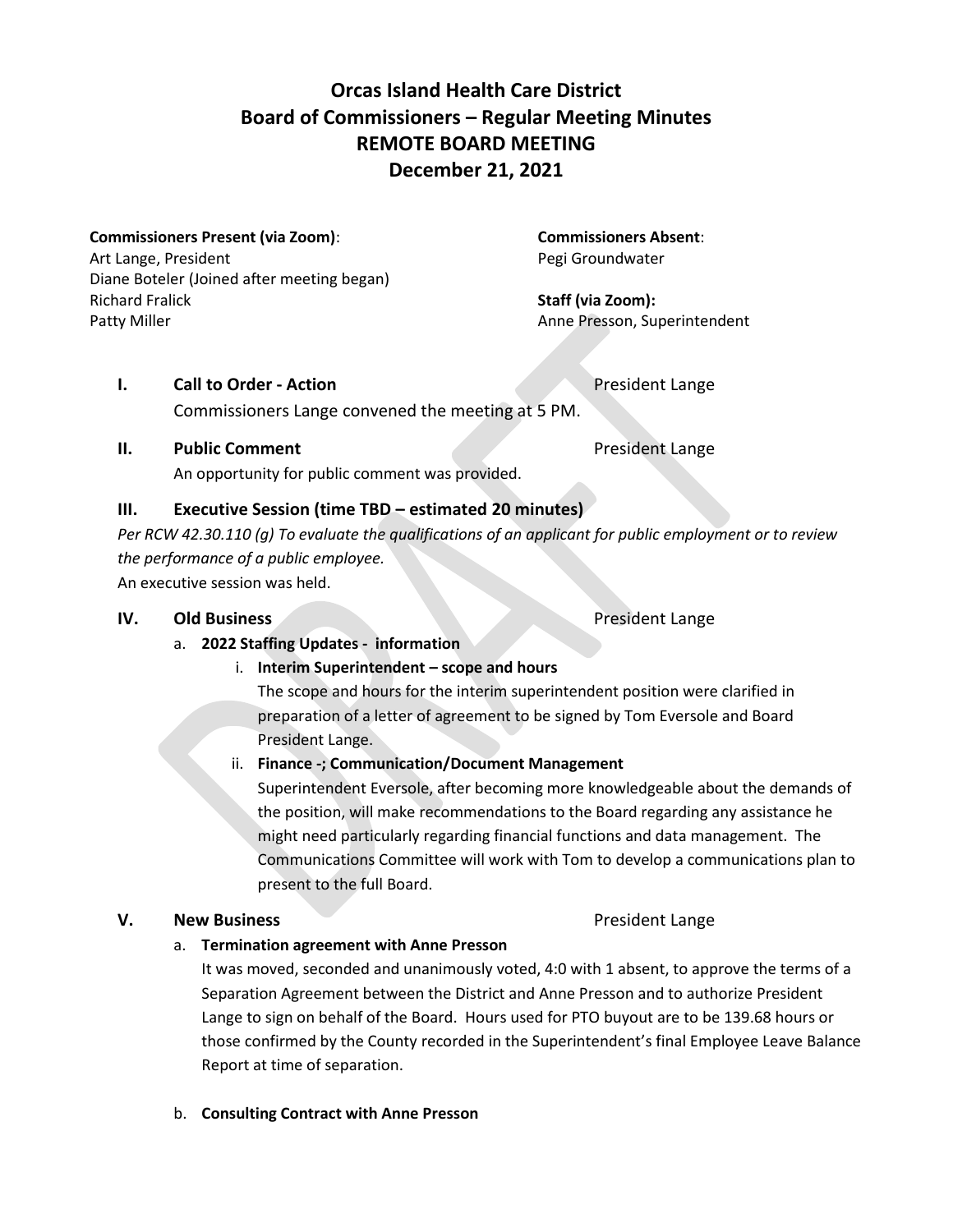# Orcas Island Health Care District
## Board of Commissioners – Regular Meeting Minutes
## REMOTE BOARD MEETING
## December 21, 2021

**Commissioners Present (via Zoom)**:
Art Lange, President
Diane Boteler (Joined after meeting began)
Richard Fralick
Patty Miller

**Commissioners Absent**:
Pegi Groundwater

**Staff (via Zoom):**
Anne Presson, Superintendent

**I. Call to Order - Action** — President Lange

Commissioners Lange convened the meeting at 5 PM.

**II. Public Comment** — President Lange

An opportunity for public comment was provided.

**III. Executive Session (time TBD – estimated 20 minutes)**

*Per RCW 42.30.110 (g) To evaluate the qualifications of an applicant for public employment or to review the performance of a public employee.*

An executive session was held.

**IV. Old Business** — President Lange

a. **2022 Staffing Updates - information**

   i. **Interim Superintendent – scope and hours**

   The scope and hours for the interim superintendent position were clarified in preparation of a letter of agreement to be signed by Tom Eversole and Board President Lange.

   ii. **Finance -; Communication/Document Management**

   Superintendent Eversole, after becoming more knowledgeable about the demands of the position, will make recommendations to the Board regarding any assistance he might need particularly regarding financial functions and data management. The Communications Committee will work with Tom to develop a communications plan to present to the full Board.

**V. New Business** — President Lange

a. **Termination agreement with Anne Presson**

It was moved, seconded and unanimously voted, 4:0 with 1 absent, to approve the terms of a Separation Agreement between the District and Anne Presson and to authorize President Lange to sign on behalf of the Board. Hours used for PTO buyout are to be 139.68 hours or those confirmed by the County recorded in the Superintendent's final Employee Leave Balance Report at time of separation.

b. **Consulting Contract with Anne Presson**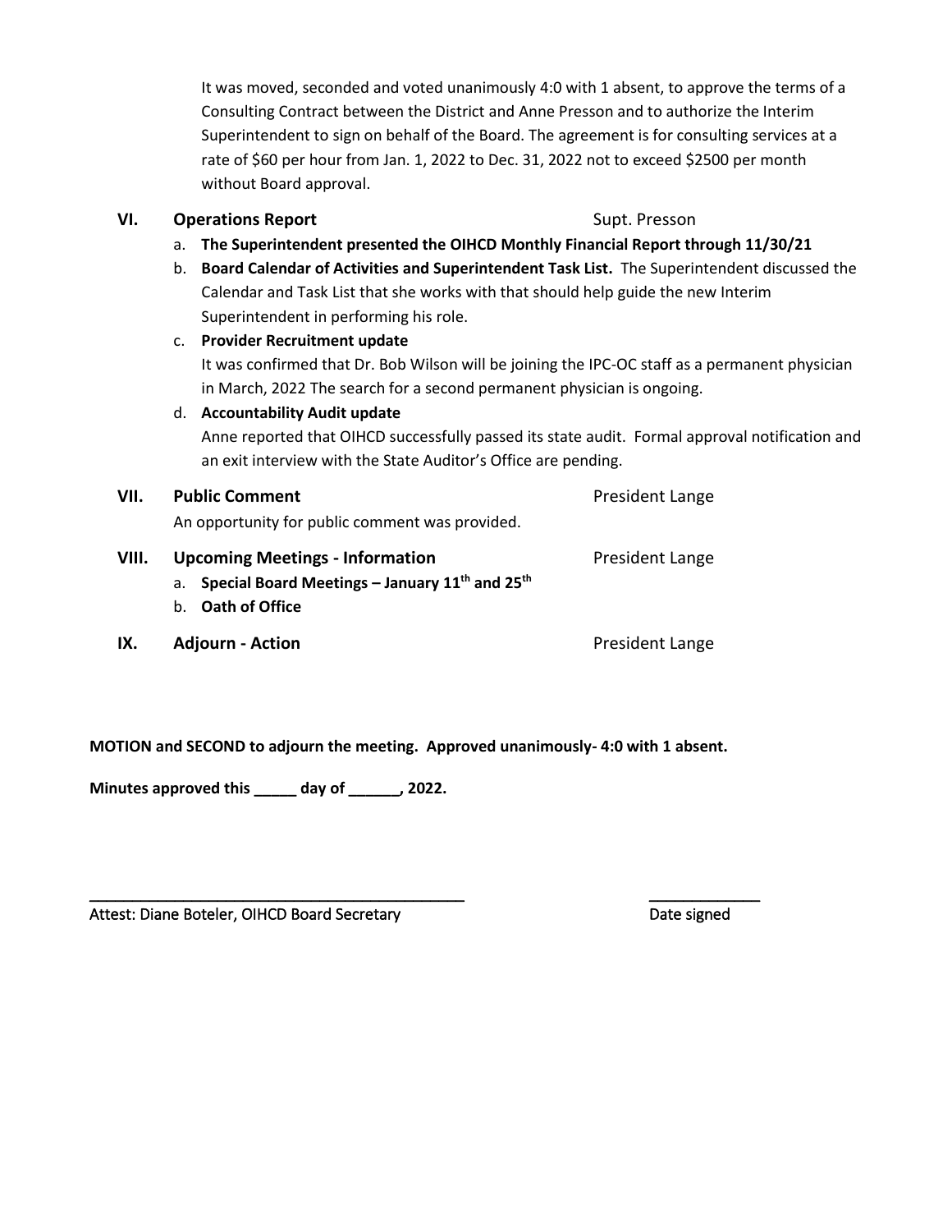It was moved, seconded and voted unanimously 4:0 with 1 absent, to approve the terms of a Consulting Contract between the District and Anne Presson and to authorize the Interim Superintendent to sign on behalf of the Board. The agreement is for consulting services at a rate of $60 per hour from Jan. 1, 2022 to Dec. 31, 2022 not to exceed $2500 per month without Board approval.

**VI. Operations Report** Supt. Presson

a. **The Superintendent presented the OIHCD Monthly Financial Report through 11/30/21**

b. **Board Calendar of Activities and Superintendent Task List.** The Superintendent discussed the Calendar and Task List that she works with that should help guide the new Interim Superintendent in performing his role.

c. **Provider Recruitment update**
It was confirmed that Dr. Bob Wilson will be joining the IPC-OC staff as a permanent physician in March, 2022 The search for a second permanent physician is ongoing.

d. **Accountability Audit update**
Anne reported that OIHCD successfully passed its state audit. Formal approval notification and an exit interview with the State Auditor's Office are pending.

**VII. Public Comment** President Lange

An opportunity for public comment was provided.

**VIII. Upcoming Meetings - Information** President Lange

a. **Special Board Meetings – January 11th and 25th**
b. **Oath of Office**

**IX. Adjourn - Action** President Lange

**MOTION and SECOND to adjourn the meeting. Approved unanimously- 4:0 with 1 absent.**

**Minutes approved this _____ day of ______, 2022.**

_____________________________________________ _____________

Attest: Diane Boteler, OIHCD Board Secretary Date signed